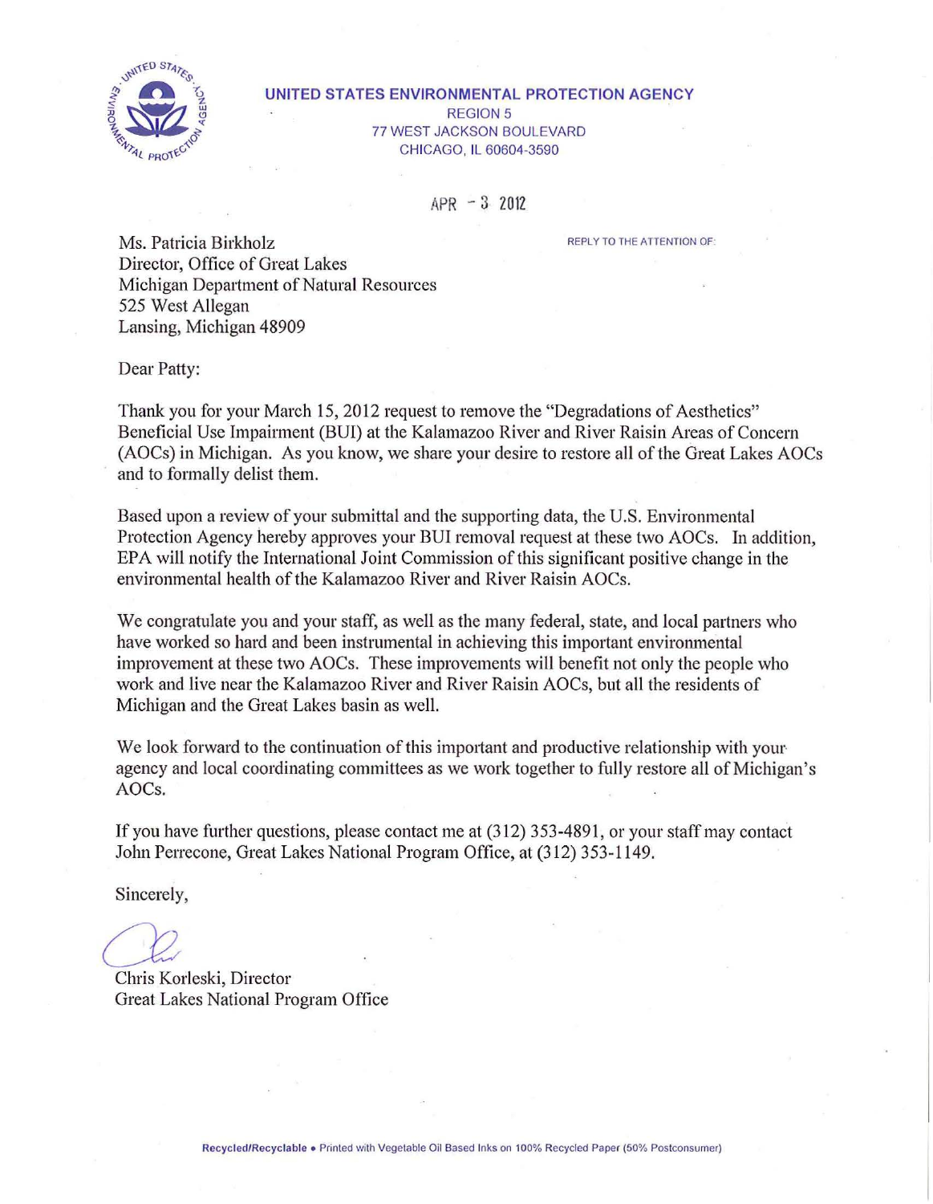**UNITED STATES ENVIRONMENTAL PROTECTION AGENCY**
REGION 5
77 WEST JACKSON BOULEVARD
CHICAGO, IL 60604-3590

APR - 3 2012

REPLY TO THE ATTENTION OF:

Ms. Patricia Birkholz
Director, Office of Great Lakes
Michigan Department of Natural Resources
525 West Allegan
Lansing, Michigan 48909

Dear Patty:

Thank you for your March 15, 2012 request to remove the "Degradations of Aesthetics" Beneficial Use Impairment (BUI) at the Kalamazoo River and River Raisin Areas of Concern (AOCs) in Michigan. As you know, we share your desire to restore all of the Great Lakes AOCs and to formally delist them.

Based upon a review of your submittal and the supporting data, the U.S. Environmental Protection Agency hereby approves your BUI removal request at these two AOCs. In addition, EPA will notify the International Joint Commission of this significant positive change in the environmental health of the Kalamazoo River and River Raisin AOCs.

We congratulate you and your staff, as well as the many federal, state, and local partners who have worked so hard and been instrumental in achieving this important environmental improvement at these two AOCs. These improvements will benefit not only the people who work and live near the Kalamazoo River and River Raisin AOCs, but all the residents of Michigan and the Great Lakes basin as well.

We look forward to the continuation of this important and productive relationship with your agency and local coordinating committees as we work together to fully restore all of Michigan's AOCs.

If you have further questions, please contact me at (312) 353-4891, or your staff may contact John Perrecone, Great Lakes National Program Office, at (312) 353-1149.

Sincerely,

Chris Korleski, Director
Great Lakes National Program Office

Recycled/Recyclable • Printed with Vegetable Oil Based Inks on 100% Recycled Paper (50% Postconsumer)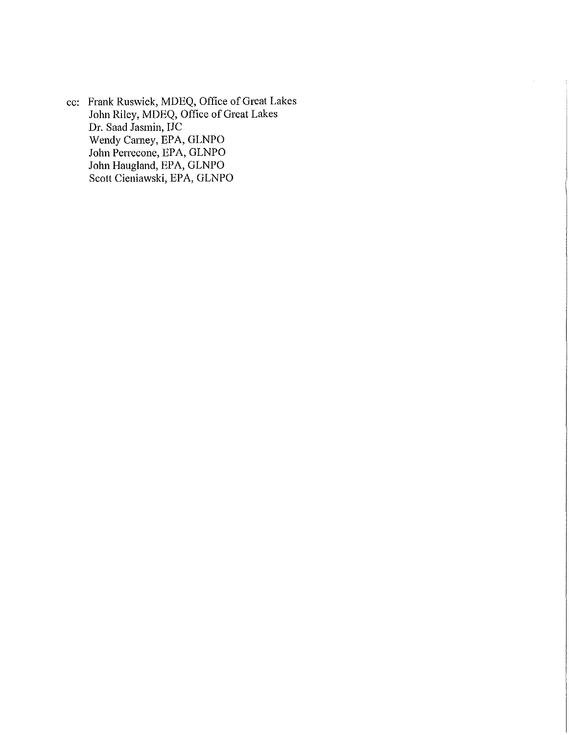cc: Frank Ruswick, MDEQ, Office of Great Lakes
John Riley, MDEQ, Office of Great Lakes
Dr. Saad Jasmin, IJC
Wendy Carney, EPA, GLNPO
John Perrecone, EPA, GLNPO
John Haugland, EPA, GLNPO
Scott Cieniawski, EPA, GLNPO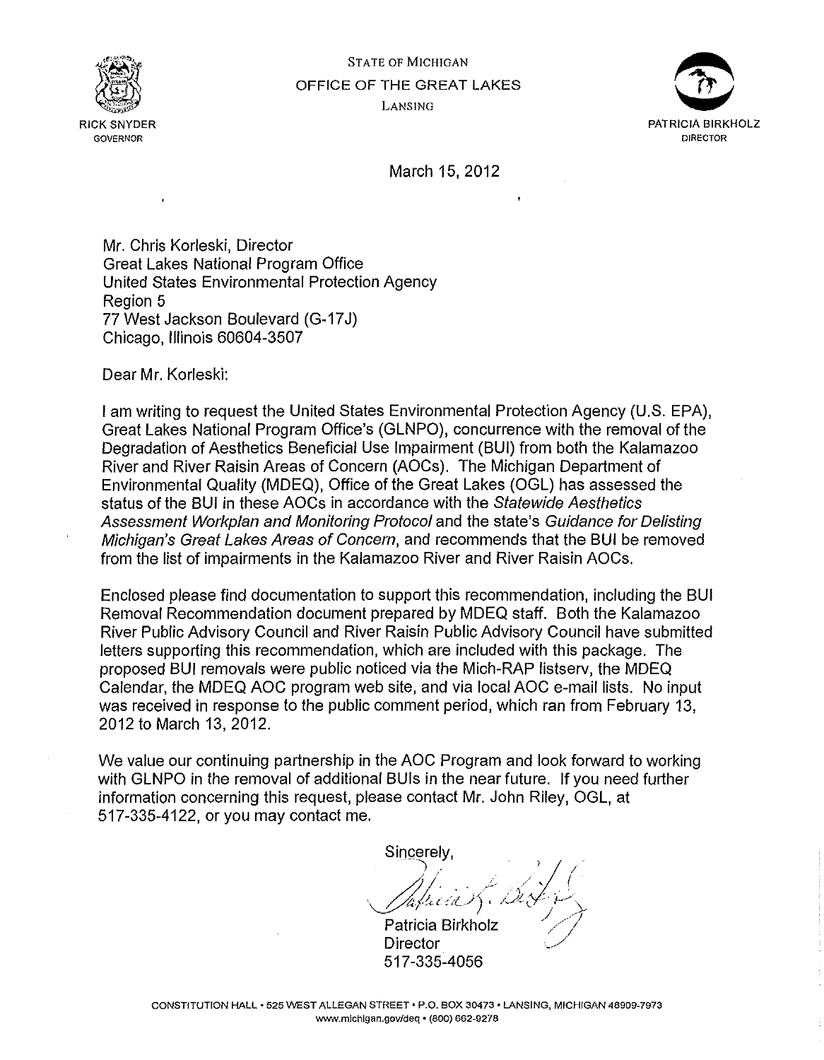STATE OF MICHIGAN

OFFICE OF THE GREAT LAKES

LANSING

RICK SNYDER
GOVERNOR

PATRICIA BIRKHOLZ
DIRECTOR

March 15, 2012

Mr. Chris Korleski, Director
Great Lakes National Program Office
United States Environmental Protection Agency
Region 5
77 West Jackson Boulevard (G-17J)
Chicago, Illinois 60604-3507

Dear Mr. Korleski:

I am writing to request the United States Environmental Protection Agency (U.S. EPA), Great Lakes National Program Office's (GLNPO), concurrence with the removal of the Degradation of Aesthetics Beneficial Use Impairment (BUI) from both the Kalamazoo River and River Raisin Areas of Concern (AOCs). The Michigan Department of Environmental Quality (MDEQ), Office of the Great Lakes (OGL) has assessed the status of the BUI in these AOCs in accordance with the *Statewide Aesthetics Assessment Workplan and Monitoring Protocol* and the state's *Guidance for Delisting Michigan's Great Lakes Areas of Concern*, and recommends that the BUI be removed from the list of impairments in the Kalamazoo River and River Raisin AOCs.

Enclosed please find documentation to support this recommendation, including the BUI Removal Recommendation document prepared by MDEQ staff. Both the Kalamazoo River Public Advisory Council and River Raisin Public Advisory Council have submitted letters supporting this recommendation, which are included with this package. The proposed BUI removals were public noticed via the Mich-RAP listserv, the MDEQ Calendar, the MDEQ AOC program web site, and via local AOC e-mail lists. No input was received in response to the public comment period, which ran from February 13, 2012 to March 13, 2012.

We value our continuing partnership in the AOC Program and look forward to working with GLNPO in the removal of additional BUIs in the near future. If you need further information concerning this request, please contact Mr. John Riley, OGL, at 517-335-4122, or you may contact me.

Sincerely,

Patricia Birkholz
Director
517-335-4056

CONSTITUTION HALL • 525 WEST ALLEGAN STREET • P.O. BOX 30473 • LANSING, MICHIGAN 48909-7973
www.michigan.gov/deq • (800) 662-9278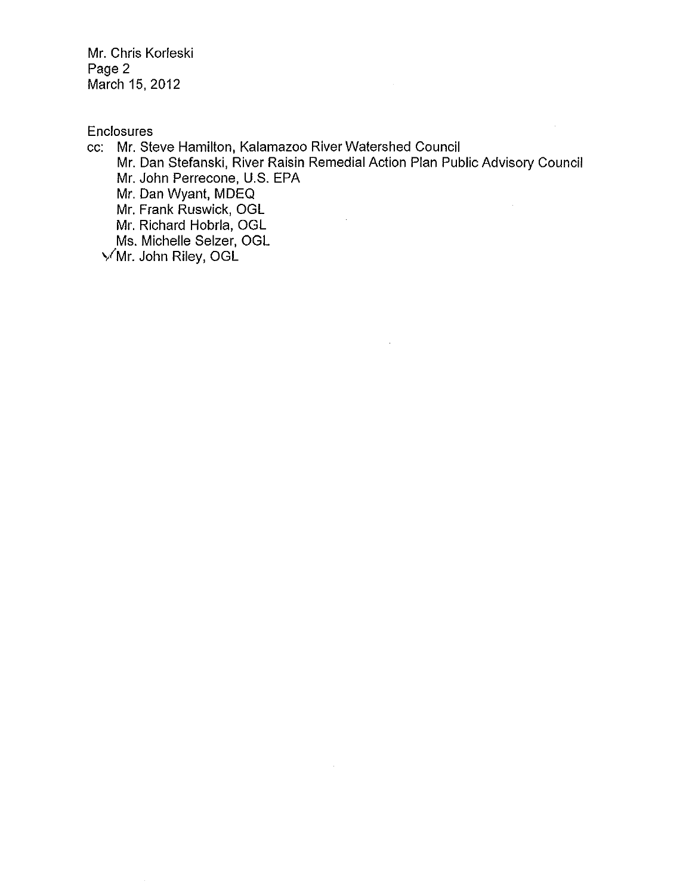Mr. Chris Korleski
Page 2
March 15, 2012

Enclosures

cc: Mr. Steve Hamilton, Kalamazoo River Watershed Council
Mr. Dan Stefanski, River Raisin Remedial Action Plan Public Advisory Council
Mr. John Perrecone, U.S. EPA
Mr. Dan Wyant, MDEQ
Mr. Frank Ruswick, OGL
Mr. Richard Hobrla, OGL
Ms. Michelle Selzer, OGL
✓Mr. John Riley, OGL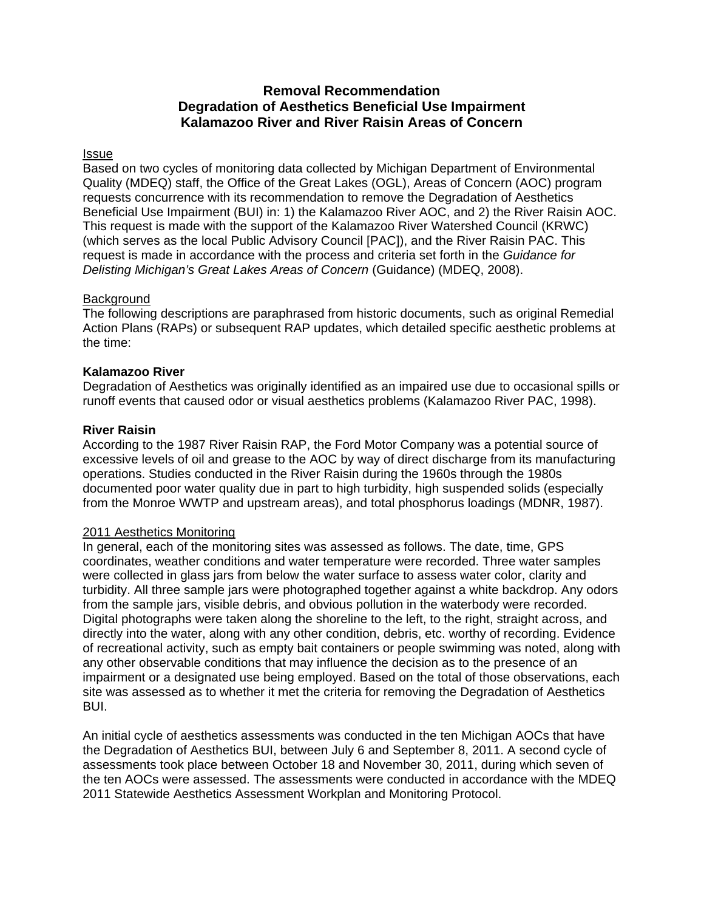# Removal Recommendation
## Degradation of Aesthetics Beneficial Use Impairment
## Kalamazoo River and River Raisin Areas of Concern

Issue

Based on two cycles of monitoring data collected by Michigan Department of Environmental Quality (MDEQ) staff, the Office of the Great Lakes (OGL), Areas of Concern (AOC) program requests concurrence with its recommendation to remove the Degradation of Aesthetics Beneficial Use Impairment (BUI) in: 1) the Kalamazoo River AOC, and 2) the River Raisin AOC. This request is made with the support of the Kalamazoo River Watershed Council (KRWC) (which serves as the local Public Advisory Council [PAC]), and the River Raisin PAC. This request is made in accordance with the process and criteria set forth in the *Guidance for Delisting Michigan's Great Lakes Areas of Concern* (Guidance) (MDEQ, 2008).

Background

The following descriptions are paraphrased from historic documents, such as original Remedial Action Plans (RAPs) or subsequent RAP updates, which detailed specific aesthetic problems at the time:

**Kalamazoo River**

Degradation of Aesthetics was originally identified as an impaired use due to occasional spills or runoff events that caused odor or visual aesthetics problems (Kalamazoo River PAC, 1998).

**River Raisin**

According to the 1987 River Raisin RAP, the Ford Motor Company was a potential source of excessive levels of oil and grease to the AOC by way of direct discharge from its manufacturing operations. Studies conducted in the River Raisin during the 1960s through the 1980s documented poor water quality due in part to high turbidity, high suspended solids (especially from the Monroe WWTP and upstream areas), and total phosphorus loadings (MDNR, 1987).

2011 Aesthetics Monitoring

In general, each of the monitoring sites was assessed as follows. The date, time, GPS coordinates, weather conditions and water temperature were recorded. Three water samples were collected in glass jars from below the water surface to assess water color, clarity and turbidity. All three sample jars were photographed together against a white backdrop. Any odors from the sample jars, visible debris, and obvious pollution in the waterbody were recorded. Digital photographs were taken along the shoreline to the left, to the right, straight across, and directly into the water, along with any other condition, debris, etc. worthy of recording. Evidence of recreational activity, such as empty bait containers or people swimming was noted, along with any other observable conditions that may influence the decision as to the presence of an impairment or a designated use being employed. Based on the total of those observations, each site was assessed as to whether it met the criteria for removing the Degradation of Aesthetics BUI.

An initial cycle of aesthetics assessments was conducted in the ten Michigan AOCs that have the Degradation of Aesthetics BUI, between July 6 and September 8, 2011. A second cycle of assessments took place between October 18 and November 30, 2011, during which seven of the ten AOCs were assessed. The assessments were conducted in accordance with the MDEQ 2011 Statewide Aesthetics Assessment Workplan and Monitoring Protocol.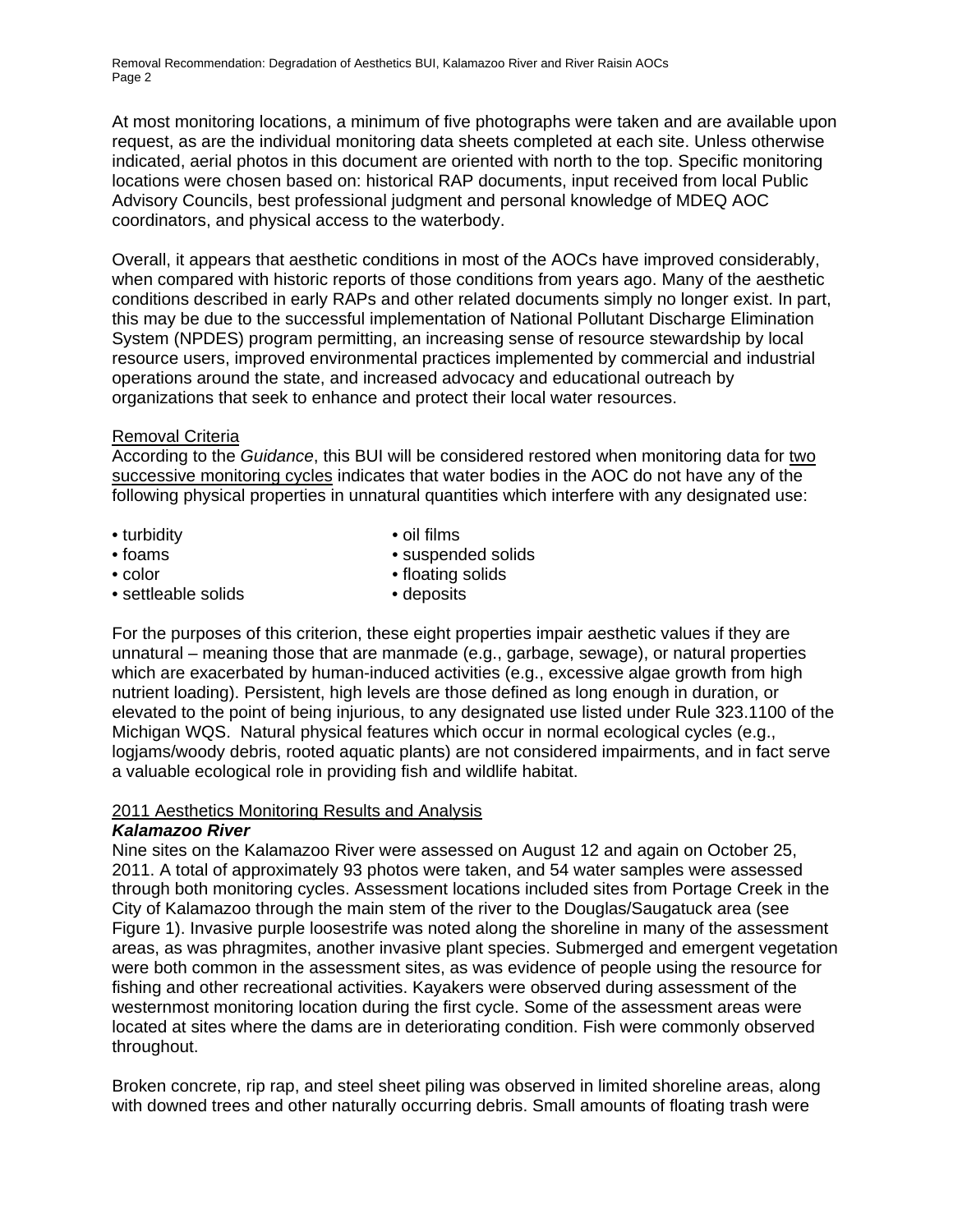At most monitoring locations, a minimum of five photographs were taken and are available upon request, as are the individual monitoring data sheets completed at each site. Unless otherwise indicated, aerial photos in this document are oriented with north to the top. Specific monitoring locations were chosen based on: historical RAP documents, input received from local Public Advisory Councils, best professional judgment and personal knowledge of MDEQ AOC coordinators, and physical access to the waterbody.

Overall, it appears that aesthetic conditions in most of the AOCs have improved considerably, when compared with historic reports of those conditions from years ago. Many of the aesthetic conditions described in early RAPs and other related documents simply no longer exist. In part, this may be due to the successful implementation of National Pollutant Discharge Elimination System (NPDES) program permitting, an increasing sense of resource stewardship by local resource users, improved environmental practices implemented by commercial and industrial operations around the state, and increased advocacy and educational outreach by organizations that seek to enhance and protect their local water resources.

<u>Removal Criteria</u>
According to the *Guidance*, this BUI will be considered restored when monitoring data for <u>two successive monitoring cycles</u> indicates that water bodies in the AOC do not have any of the following physical properties in unnatural quantities which interfere with any designated use:

- turbidity
- foams
- color
- settleable solids
- oil films
- suspended solids
- floating solids
- deposits

For the purposes of this criterion, these eight properties impair aesthetic values if they are unnatural – meaning those that are manmade (e.g., garbage, sewage), or natural properties which are exacerbated by human-induced activities (e.g., excessive algae growth from high nutrient loading). Persistent, high levels are those defined as long enough in duration, or elevated to the point of being injurious, to any designated use listed under Rule 323.1100 of the Michigan WQS. Natural physical features which occur in normal ecological cycles (e.g., logjams/woody debris, rooted aquatic plants) are not considered impairments, and in fact serve a valuable ecological role in providing fish and wildlife habitat.

<u>2011 Aesthetics Monitoring Results and Analysis</u>
***Kalamazoo River***
Nine sites on the Kalamazoo River were assessed on August 12 and again on October 25, 2011. A total of approximately 93 photos were taken, and 54 water samples were assessed through both monitoring cycles. Assessment locations included sites from Portage Creek in the City of Kalamazoo through the main stem of the river to the Douglas/Saugatuck area (see Figure 1). Invasive purple loosestrife was noted along the shoreline in many of the assessment areas, as was phragmites, another invasive plant species. Submerged and emergent vegetation were both common in the assessment sites, as was evidence of people using the resource for fishing and other recreational activities. Kayakers were observed during assessment of the westernmost monitoring location during the first cycle. Some of the assessment areas were located at sites where the dams are in deteriorating condition. Fish were commonly observed throughout.

Broken concrete, rip rap, and steel sheet piling was observed in limited shoreline areas, along with downed trees and other naturally occurring debris. Small amounts of floating trash were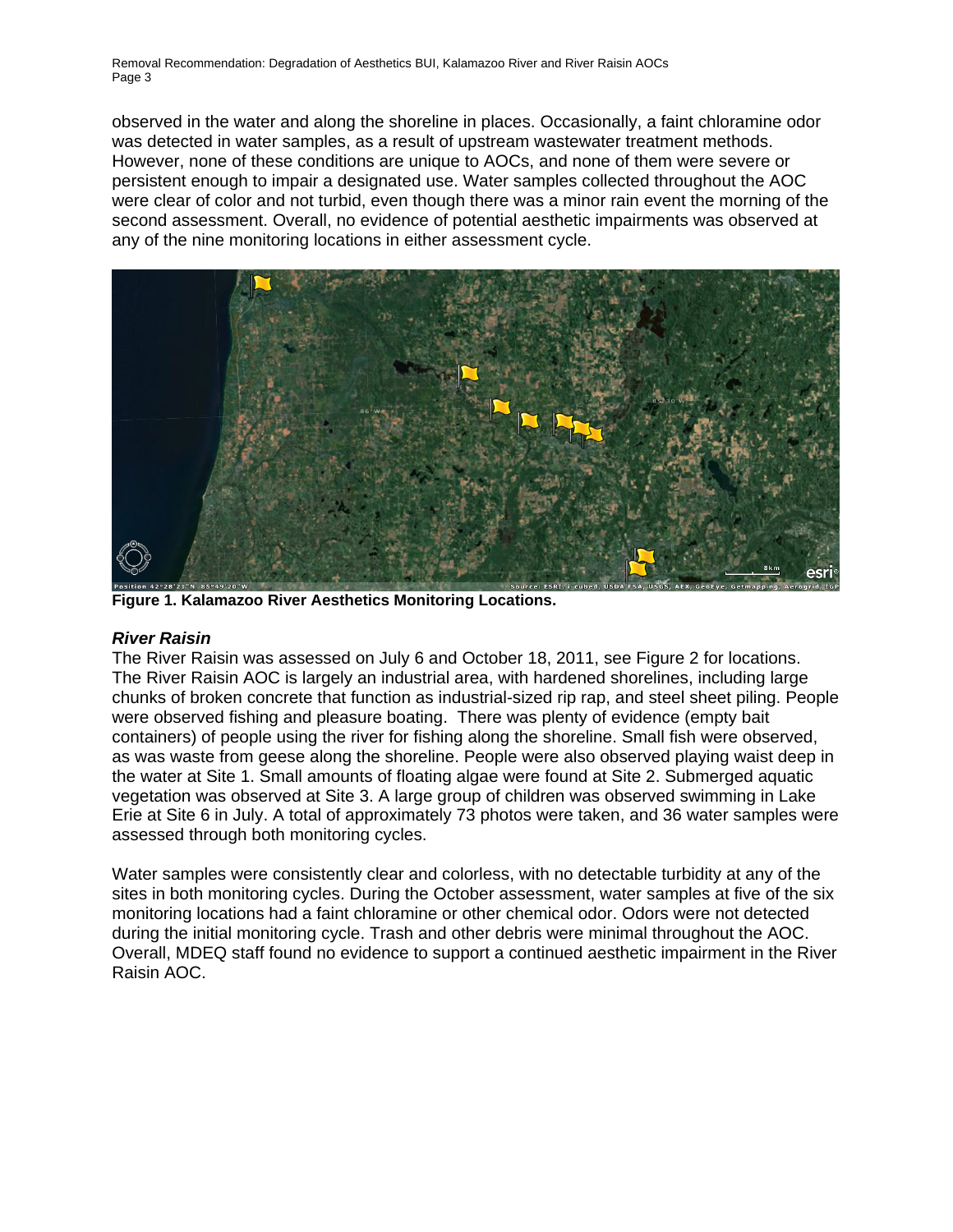observed in the water and along the shoreline in places. Occasionally, a faint chloramine odor was detected in water samples, as a result of upstream wastewater treatment methods. However, none of these conditions are unique to AOCs, and none of them were severe or persistent enough to impair a designated use. Water samples collected throughout the AOC were clear of color and not turbid, even though there was a minor rain event the morning of the second assessment. Overall, no evidence of potential aesthetic impairments was observed at any of the nine monitoring locations in either assessment cycle.

**Figure 1. Kalamazoo River Aesthetics Monitoring Locations.**

### *River Raisin*

The River Raisin was assessed on July 6 and October 18, 2011, see Figure 2 for locations. The River Raisin AOC is largely an industrial area, with hardened shorelines, including large chunks of broken concrete that function as industrial-sized rip rap, and steel sheet piling. People were observed fishing and pleasure boating. There was plenty of evidence (empty bait containers) of people using the river for fishing along the shoreline. Small fish were observed, as was waste from geese along the shoreline. People were also observed playing waist deep in the water at Site 1. Small amounts of floating algae were found at Site 2. Submerged aquatic vegetation was observed at Site 3. A large group of children was observed swimming in Lake Erie at Site 6 in July. A total of approximately 73 photos were taken, and 36 water samples were assessed through both monitoring cycles.

Water samples were consistently clear and colorless, with no detectable turbidity at any of the sites in both monitoring cycles. During the October assessment, water samples at five of the six monitoring locations had a faint chloramine or other chemical odor. Odors were not detected during the initial monitoring cycle. Trash and other debris were minimal throughout the AOC. Overall, MDEQ staff found no evidence to support a continued aesthetic impairment in the River Raisin AOC.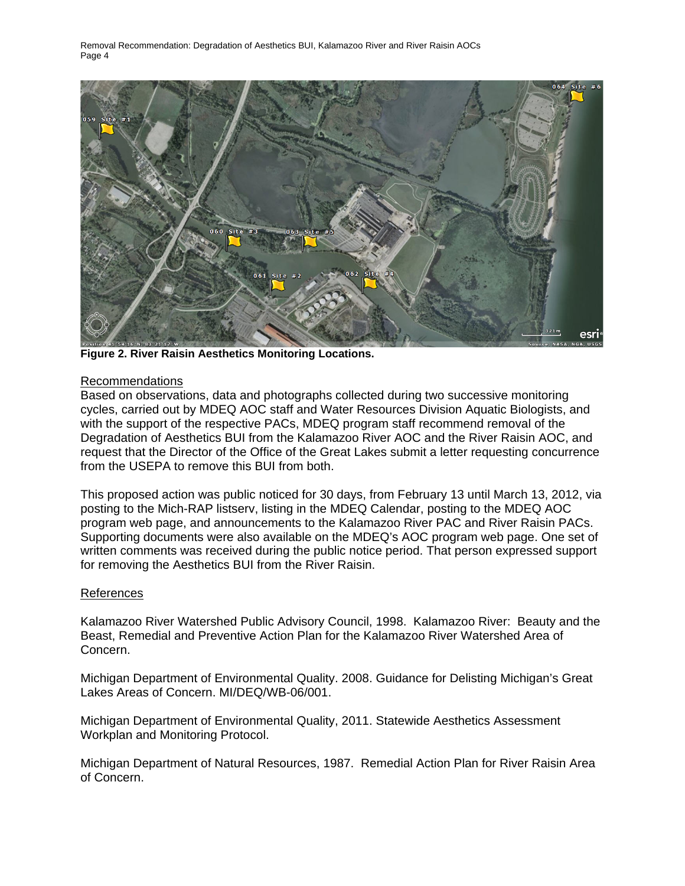**Figure 2. River Raisin Aesthetics Monitoring Locations.**

## Recommendations

Based on observations, data and photographs collected during two successive monitoring cycles, carried out by MDEQ AOC staff and Water Resources Division Aquatic Biologists, and with the support of the respective PACs, MDEQ program staff recommend removal of the Degradation of Aesthetics BUI from the Kalamazoo River AOC and the River Raisin AOC, and request that the Director of the Office of the Great Lakes submit a letter requesting concurrence from the USEPA to remove this BUI from both.

This proposed action was public noticed for 30 days, from February 13 until March 13, 2012, via posting to the Mich-RAP listserv, listing in the MDEQ Calendar, posting to the MDEQ AOC program web page, and announcements to the Kalamazoo River PAC and River Raisin PACs. Supporting documents were also available on the MDEQ's AOC program web page. One set of written comments was received during the public notice period. That person expressed support for removing the Aesthetics BUI from the River Raisin.

## References

Kalamazoo River Watershed Public Advisory Council, 1998. Kalamazoo River: Beauty and the Beast, Remedial and Preventive Action Plan for the Kalamazoo River Watershed Area of Concern.

Michigan Department of Environmental Quality. 2008. Guidance for Delisting Michigan's Great Lakes Areas of Concern. MI/DEQ/WB-06/001.

Michigan Department of Environmental Quality, 2011. Statewide Aesthetics Assessment Workplan and Monitoring Protocol.

Michigan Department of Natural Resources, 1987. Remedial Action Plan for River Raisin Area of Concern.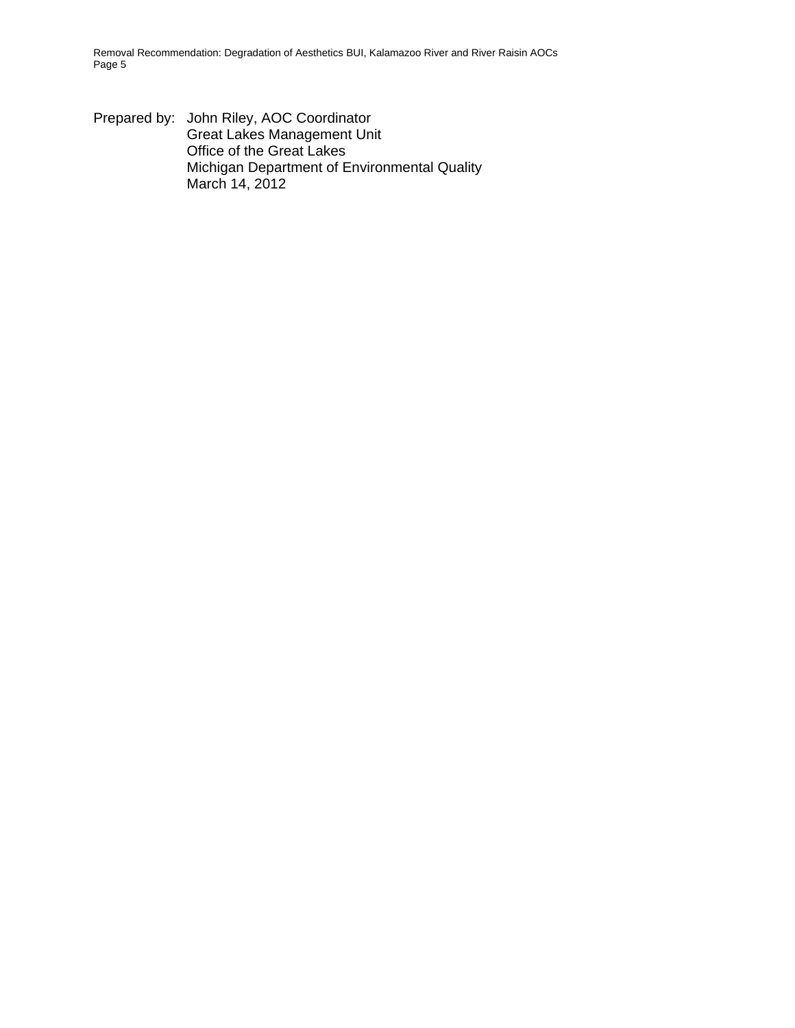Prepared by: John Riley, AOC Coordinator
Great Lakes Management Unit
Office of the Great Lakes
Michigan Department of Environmental Quality
March 14, 2012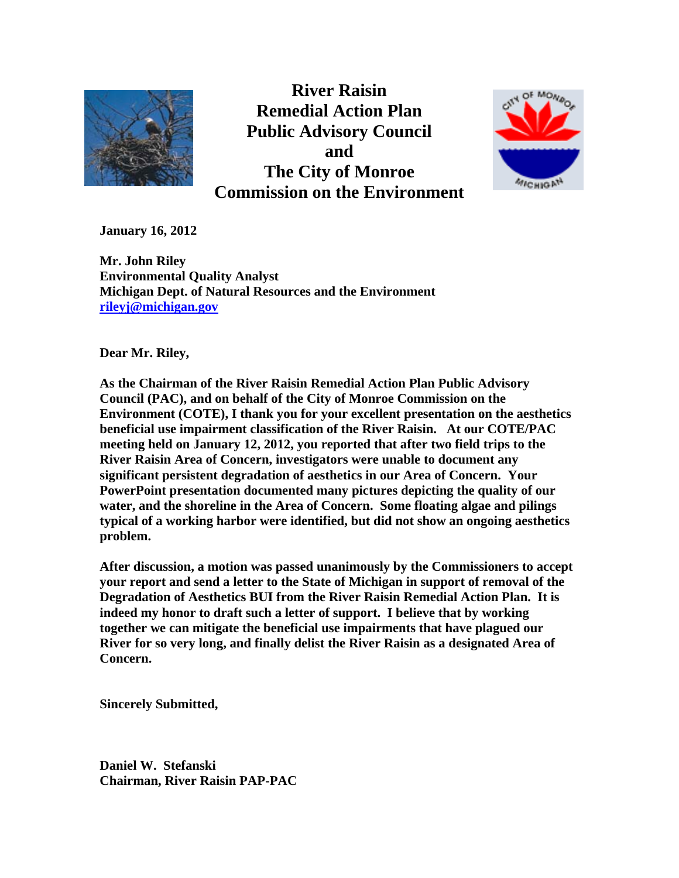# River Raisin Remedial Action Plan Public Advisory Council and The City of Monroe Commission on the Environment

**January 16, 2012**

**Mr. John Riley**
**Environmental Quality Analyst**
**Michigan Dept. of Natural Resources and the Environment**
**rileyj@michigan.gov**

**Dear Mr. Riley,**

**As the Chairman of the River Raisin Remedial Action Plan Public Advisory Council (PAC), and on behalf of the City of Monroe Commission on the Environment (COTE), I thank you for your excellent presentation on the aesthetics beneficial use impairment classification of the River Raisin. At our COTE/PAC meeting held on January 12, 2012, you reported that after two field trips to the River Raisin Area of Concern, investigators were unable to document any significant persistent degradation of aesthetics in our Area of Concern. Your PowerPoint presentation documented many pictures depicting the quality of our water, and the shoreline in the Area of Concern. Some floating algae and pilings typical of a working harbor were identified, but did not show an ongoing aesthetics problem.**

**After discussion, a motion was passed unanimously by the Commissioners to accept your report and send a letter to the State of Michigan in support of removal of the Degradation of Aesthetics BUI from the River Raisin Remedial Action Plan. It is indeed my honor to draft such a letter of support. I believe that by working together we can mitigate the beneficial use impairments that have plagued our River for so very long, and finally delist the River Raisin as a designated Area of Concern.**

**Sincerely Submitted,**

**Daniel W. Stefanski**
**Chairman, River Raisin PAP-PAC**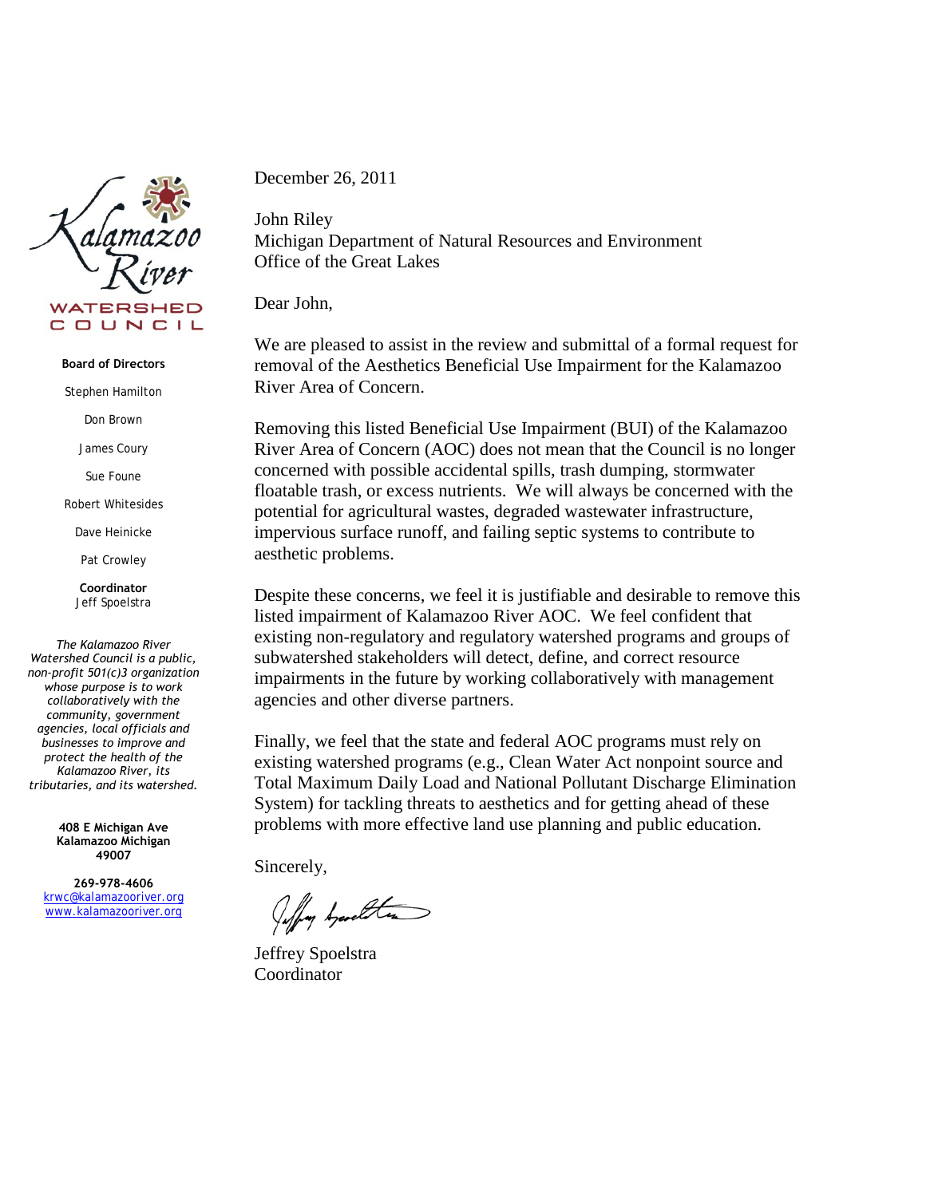Kalamazoo River
WATERSHED
COUNCIL

**Board of Directors**

Stephen Hamilton

Don Brown

James Coury

Sue Foune

Robert Whitesides

Dave Heinicke

Pat Crowley

**Coordinator**
Jeff Spoelstra

*The Kalamazoo River Watershed Council is a public, non-profit 501(c)3 organization whose purpose is to work collaboratively with the community, government agencies, local officials and businesses to improve and protect the health of the Kalamazoo River, its tributaries, and its watershed.*

**408 E Michigan Ave**
**Kalamazoo Michigan**
**49007**

**269-978-4606**
krwc@kalamazooriver.org
www.kalamazooriver.org

December 26, 2011

John Riley
Michigan Department of Natural Resources and Environment
Office of the Great Lakes

Dear John,

We are pleased to assist in the review and submittal of a formal request for removal of the Aesthetics Beneficial Use Impairment for the Kalamazoo River Area of Concern.

Removing this listed Beneficial Use Impairment (BUI) of the Kalamazoo River Area of Concern (AOC) does not mean that the Council is no longer concerned with possible accidental spills, trash dumping, stormwater floatable trash, or excess nutrients. We will always be concerned with the potential for agricultural wastes, degraded wastewater infrastructure, impervious surface runoff, and failing septic systems to contribute to aesthetic problems.

Despite these concerns, we feel it is justifiable and desirable to remove this listed impairment of Kalamazoo River AOC. We feel confident that existing non-regulatory and regulatory watershed programs and groups of subwatershed stakeholders will detect, define, and correct resource impairments in the future by working collaboratively with management agencies and other diverse partners.

Finally, we feel that the state and federal AOC programs must rely on existing watershed programs (e.g., Clean Water Act nonpoint source and Total Maximum Daily Load and National Pollutant Discharge Elimination System) for tackling threats to aesthetics and for getting ahead of these problems with more effective land use planning and public education.

Sincerely,

Jeffrey Spoelstra
Coordinator